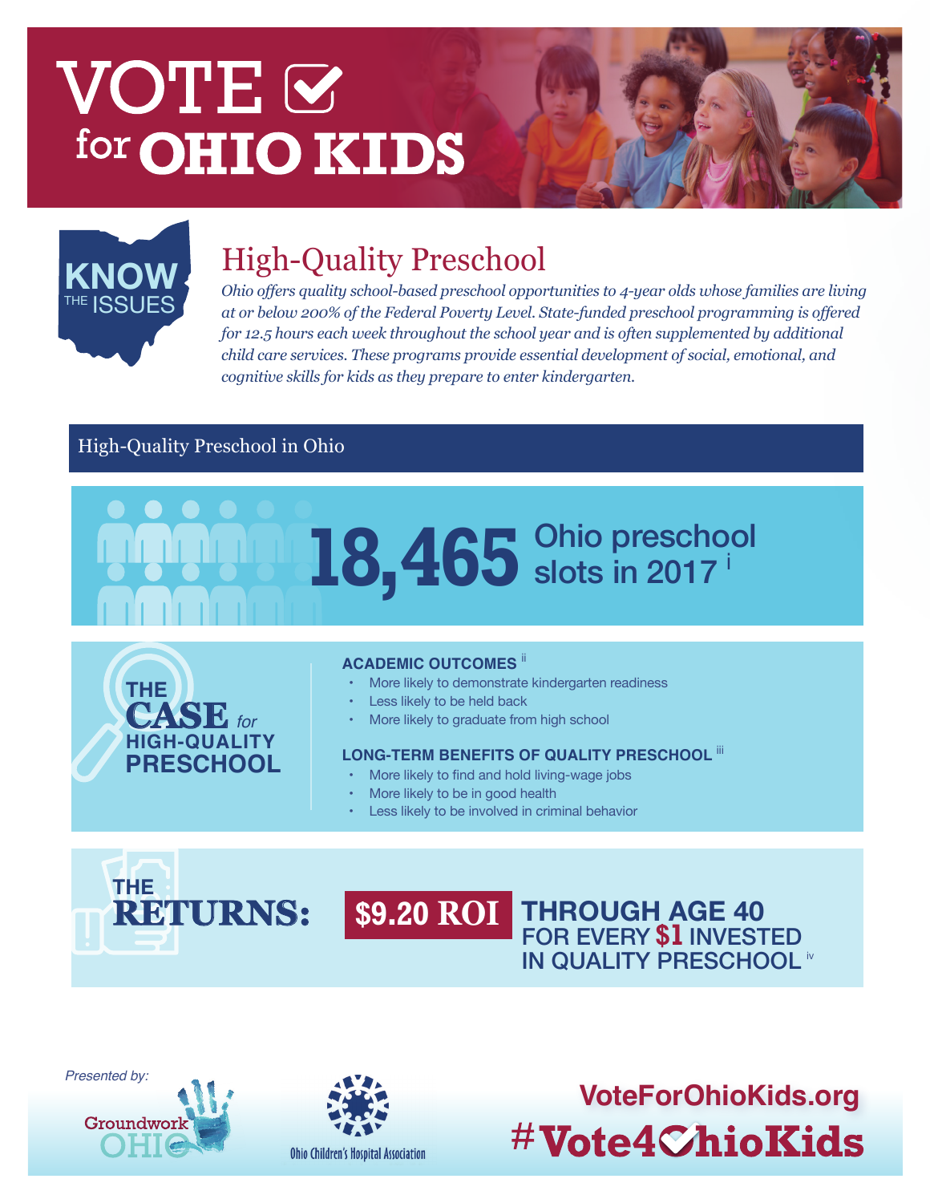# VOTE for OHIO KIDS

**KNOW THE ISSUES**

## High-Quality Preschool

*Ohio offers quality school-based preschool opportunities to 4-year olds whose families are living at or below 200% of the Federal Poverty Level. State-funded preschool programming is offered for 12.5 hours each week throughout the school year and is often supplemented by additional child care services. These programs provide essential development of social, emotional, and cognitive skills for kids as they prepare to enter kindergarten.*

### High-Quality Preschool in Ohio

**18,465** Ohio preschool slots in 2017 [i]

**THE CASE for HIGH-QUALITY PRESCHOOL**

**ACADEMIC OUTCOMES** [ii]

- More likely to demonstrate kindergarten readiness
- Less likely to be held back
- More likely to graduate from high school

**LONG-TERM BENEFITS OF QUALITY PRESCHOOL** [iii]

- More likely to find and hold living-wage jobs
- More likely to be in good health
- Less likely to be involved in criminal behavior

**THE RETURNS:** **$9.20 ROI** THROUGH AGE 40 FOR EVERY $1 INVESTED IN QUALITY PRESCHOOL [iv]

*Presented by:*

Groundwork OHIO

Ohio Children's Hospital Association

VoteForOhioKids.org

#Vote4OhioKids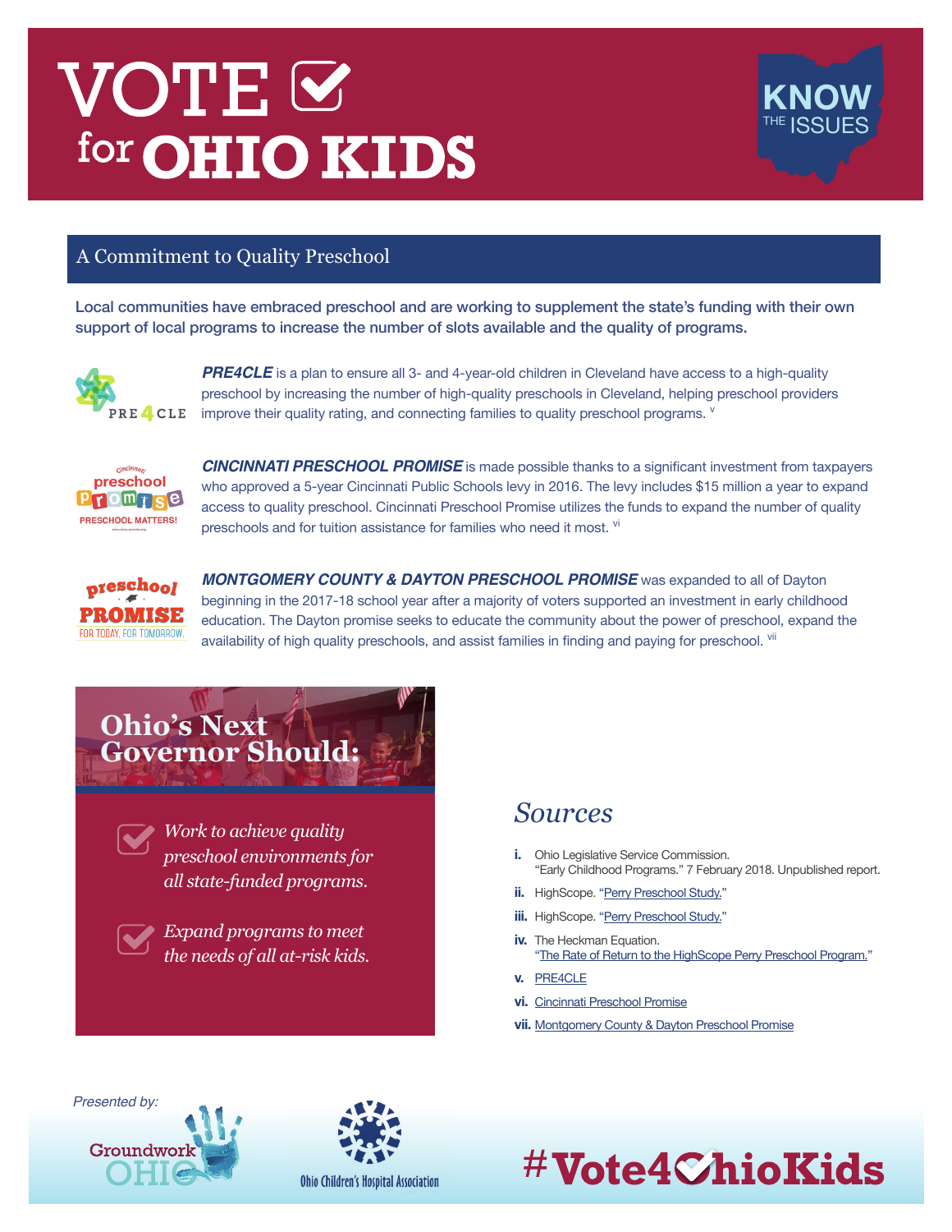# VOTE ☑ for OHIO KIDS

KNOW THE ISSUES

## A Commitment to Quality Preschool

**Local communities have embraced preschool and are working to supplement the state's funding with their own support of local programs to increase the number of slots available and the quality of programs.**

***PRE4CLE*** is a plan to ensure all 3- and 4-year-old children in Cleveland have access to a high-quality preschool by increasing the number of high-quality preschools in Cleveland, helping preschool providers improve their quality rating, and connecting families to quality preschool programs. [v]

***CINCINNATI PRESCHOOL PROMISE*** is made possible thanks to a significant investment from taxpayers who approved a 5-year Cincinnati Public Schools levy in 2016. The levy includes $15 million a year to expand access to quality preschool. Cincinnati Preschool Promise utilizes the funds to expand the number of quality preschools and for tuition assistance for families who need it most. [vi]

***MONTGOMERY COUNTY & DAYTON PRESCHOOL PROMISE*** was expanded to all of Dayton beginning in the 2017-18 school year after a majority of voters supported an investment in early childhood education. The Dayton promise seeks to educate the community about the power of preschool, expand the availability of high quality preschools, and assist families in finding and paying for preschool. [vii]

## Ohio's Next Governor Should:

- *Work to achieve quality preschool environments for all state-funded programs.*
- *Expand programs to meet the needs of all at-risk kids.*

## Sources

i. Ohio Legislative Service Commission. "Early Childhood Programs." 7 February 2018. Unpublished report.

ii. HighScope. "Perry Preschool Study."

iii. HighScope. "Perry Preschool Study."

iv. The Heckman Equation. "The Rate of Return to the HighScope Perry Preschool Program."

v. PRE4CLE

vi. Cincinnati Preschool Promise

vii. Montgomery County & Dayton Preschool Promise

Presented by: Groundwork Ohio, Ohio Children's Hospital Association

#Vote4OhioKids